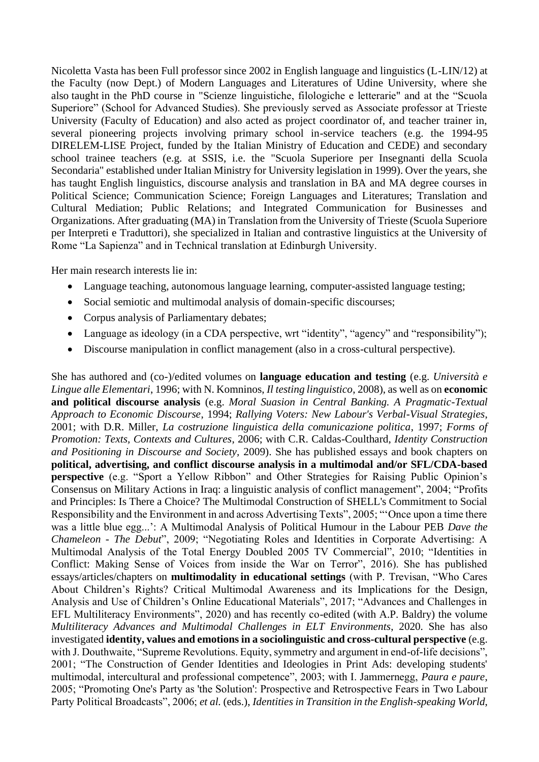Nicoletta Vasta has been Full professor since 2002 in English language and linguistics (L-LIN/12) at the Faculty (now Dept.) of Modern Languages and Literatures of Udine University, where she also taught in the PhD course in "Scienze linguistiche, filologiche e letterarie" and at the "Scuola Superiore" (School for Advanced Studies). She previously served as Associate professor at Trieste University (Faculty of Education) and also acted as project coordinator of, and teacher trainer in, several pioneering projects involving primary school in-service teachers (e.g. the 1994-95 DIRELEM-LISE Project, funded by the Italian Ministry of Education and CEDE) and secondary school trainee teachers (e.g. at SSIS, i.e. the "Scuola Superiore per Insegnanti della Scuola Secondaria" established under Italian Ministry for University legislation in 1999). Over the years, she has taught English linguistics, discourse analysis and translation in BA and MA degree courses in Political Science; Communication Science; Foreign Languages and Literatures; Translation and Cultural Mediation; Public Relations; and Integrated Communication for Businesses and Organizations. After graduating (MA) in Translation from the University of Trieste (Scuola Superiore per Interpreti e Traduttori), she specialized in Italian and contrastive linguistics at the University of Rome "La Sapienza" and in Technical translation at Edinburgh University.

Her main research interests lie in:

- Language teaching, autonomous language learning, computer-assisted language testing;
- Social semiotic and multimodal analysis of domain-specific discourses;
- Corpus analysis of Parliamentary debates;
- Language as ideology (in a CDA perspective, wrt "identity", "agency" and "responsibility");
- Discourse manipulation in conflict management (also in a cross-cultural perspective).

She has authored and (co-)/edited volumes on **language education and testing** (e.g. *Università e Lingue alle Elementari*, 1996; with N. Komninos, *Il testing linguistico*, 2008), as well as on **economic and political discourse analysis** (e.g. *Moral Suasion in Central Banking. A Pragmatic-Textual Approach to Economic Discourse*, 1994; *Rallying Voters: New Labour's Verbal-Visual Strategies*, 2001; with D.R. Miller, *La costruzione linguistica della comunicazione politica*, 1997; *Forms of Promotion: Texts, Contexts and Cultures*, 2006; with C.R. Caldas-Coulthard, *Identity Construction and Positioning in Discourse and Society*, 2009). She has published essays and book chapters on **political, advertising, and conflict discourse analysis in a multimodal and/or SFL/CDA-based perspective** (e.g. "Sport a Yellow Ribbon" and Other Strategies for Raising Public Opinion's Consensus on Military Actions in Iraq: a linguistic analysis of conflict management", 2004; "Profits and Principles: Is There a Choice? The Multimodal Construction of SHELL's Commitment to Social Responsibility and the Environment in and across Advertising Texts", 2005; "'Once upon a time there was a little blue egg...': A Multimodal Analysis of Political Humour in the Labour PEB *Dave the Chameleon - The Debut*", 2009; "Negotiating Roles and Identities in Corporate Advertising: A Multimodal Analysis of the Total Energy Doubled 2005 TV Commercial", 2010; "Identities in Conflict: Making Sense of Voices from inside the War on Terror", 2016). She has published essays/articles/chapters on **multimodality in educational settings** (with P. Trevisan, "Who Cares About Children's Rights? Critical Multimodal Awareness and its Implications for the Design, Analysis and Use of Children's Online Educational Materials", 2017; "Advances and Challenges in EFL Multiliteracy Environments", 2020) and has recently co-edited (with A.P. Baldry) the volume *Multiliteracy Advances and Multimodal Challenges in ELT Environments*, 2020. She has also investigated **identity, values and emotions in a sociolinguistic and cross-cultural perspective** (e.g. with J. Douthwaite, "Supreme Revolutions. Equity, symmetry and argument in end-of-life decisions", 2001; "The Construction of Gender Identities and Ideologies in Print Ads: developing students' multimodal, intercultural and professional competence", 2003; with I. Jammernegg, *Paura e paure*, 2005; "Promoting One's Party as 'the Solution': Prospective and Retrospective Fears in Two Labour Party Political Broadcasts", 2006; *et al.* (eds.), *Identities in Transition in the English-speaking World*,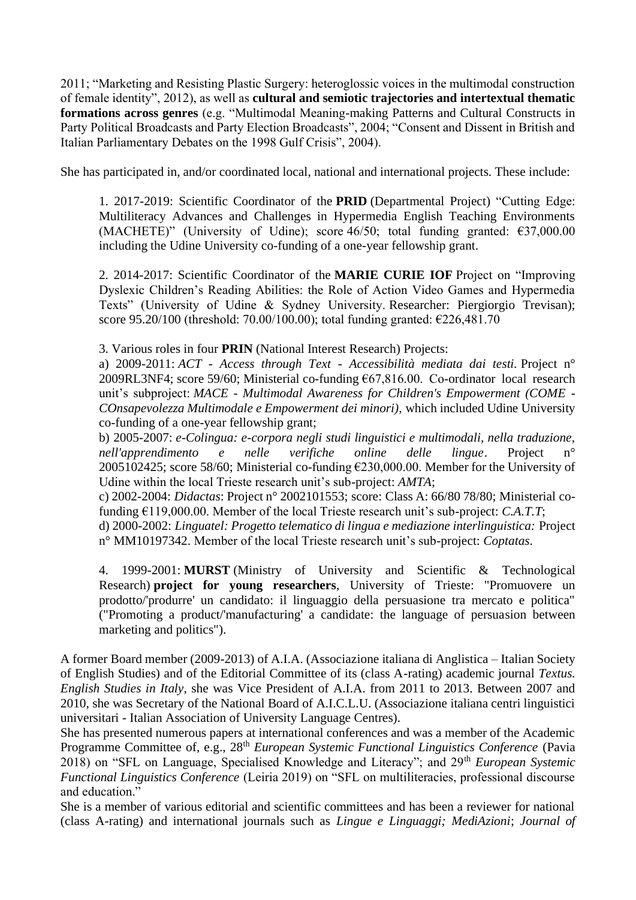2011; "Marketing and Resisting Plastic Surgery: heteroglossic voices in the multimodal construction of female identity", 2012), as well as **cultural and semiotic trajectories and intertextual thematic formations across genres** (e.g. "Multimodal Meaning-making Patterns and Cultural Constructs in Party Political Broadcasts and Party Election Broadcasts", 2004; "Consent and Dissent in British and Italian Parliamentary Debates on the 1998 Gulf Crisis", 2004).

She has participated in, and/or coordinated local, national and international projects. These include:

> 1. 2017-2019: Scientific Coordinator of the **PRID** (Departmental Project) "Cutting Edge: Multiliteracy Advances and Challenges in Hypermedia English Teaching Environments (MACHETE)" (University of Udine); score 46/50; total funding granted: €37,000.00 including the Udine University co-funding of a one-year fellowship grant.
>
> 2. 2014-2017: Scientific Coordinator of the **MARIE CURIE IOF** Project on "Improving Dyslexic Children's Reading Abilities: the Role of Action Video Games and Hypermedia Texts" (University of Udine & Sydney University. Researcher: Piergiorgio Trevisan); score 95.20/100 (threshold: 70.00/100.00); total funding granted: €226,481.70
>
> 3. Various roles in four **PRIN** (National Interest Research) Projects:
> a) 2009-2011: *ACT - Access through Text - Accessibilità mediata dai testi*. Project n° 2009RL3NF4; score 59/60; Ministerial co-funding €67,816.00. Co-ordinator local research unit's subproject: *MACE - Multimodal Awareness for Children's Empowerment (COME - COnsapevolezza Multimodale e Empowerment dei minori),* which included Udine University co-funding of a one-year fellowship grant;
> b) 2005-2007: *e-Colingua: e-corpora negli studi linguistici e multimodali, nella traduzione, nell'apprendimento e nelle verifiche online delle lingue*. Project n° 2005102425; score 58/60; Ministerial co-funding €230,000.00. Member for the University of Udine within the local Trieste research unit's sub-project: *AMTA*;
> c) 2002-2004: *Didactas*: Project n° 2002101553; score: Class A: 66/80 78/80; Ministerial co-funding €119,000.00. Member of the local Trieste research unit's sub-project: *C.A.T.T*;
> d) 2000-2002: *Linguatel: Progetto telematico di lingua e mediazione interlinguistica:* Project n° MM10197342. Member of the local Trieste research unit's sub-project: *Coptatas*.
>
> 4. 1999-2001: **MURST** (Ministry of University and Scientific & Technological Research) **project for young researchers**, University of Trieste: "Promuovere un prodotto/'produrre' un candidato: il linguaggio della persuasione tra mercato e politica" ("Promoting a product/'manufacturing' a candidate: the language of persuasion between marketing and politics").

A former Board member (2009-2013) of A.I.A. (Associazione italiana di Anglistica – Italian Society of English Studies) and of the Editorial Committee of its (class A-rating) academic journal *Textus. English Studies in Italy*, she was Vice President of A.I.A. from 2011 to 2013. Between 2007 and 2010, she was Secretary of the National Board of A.I.C.L.U. (Associazione italiana centri linguistici universitari - Italian Association of University Language Centres).

She has presented numerous papers at international conferences and was a member of the Academic Programme Committee of, e.g., 28th *European Systemic Functional Linguistics Conference* (Pavia 2018) on "SFL on Language, Specialised Knowledge and Literacy"; and 29th *European Systemic Functional Linguistics Conference* (Leiria 2019) on "SFL on multiliteracies, professional discourse and education."

She is a member of various editorial and scientific committees and has been a reviewer for national (class A-rating) and international journals such as *Lingue e Linguaggi; MediAzioni*; *Journal of*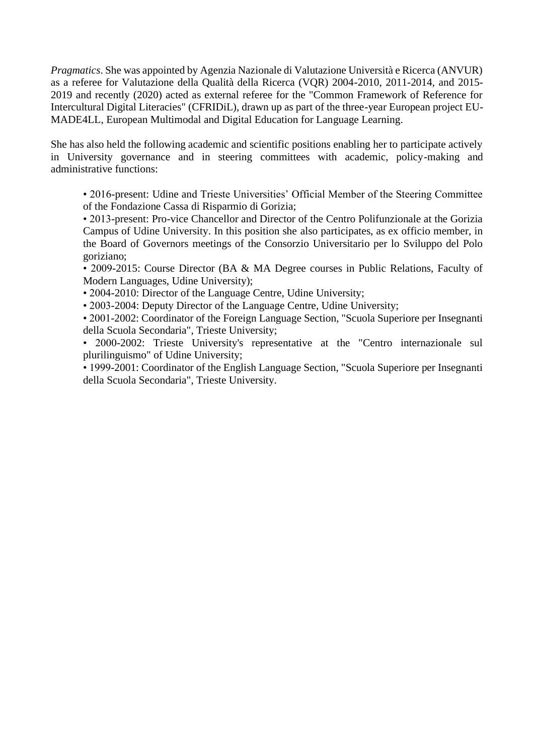*Pragmatics*. She was appointed by Agenzia Nazionale di Valutazione Università e Ricerca (ANVUR) as a referee for Valutazione della Qualità della Ricerca (VQR) 2004-2010, 2011-2014, and 2015-2019 and recently (2020) acted as external referee for the "Common Framework of Reference for Intercultural Digital Literacies" (CFRIDiL), drawn up as part of the three-year European project EU-MADE4LL, European Multimodal and Digital Education for Language Learning.

She has also held the following academic and scientific positions enabling her to participate actively in University governance and in steering committees with academic, policy-making and administrative functions:

- 2016-present: Udine and Trieste Universities' Official Member of the Steering Committee of the Fondazione Cassa di Risparmio di Gorizia;
- 2013-present: Pro-vice Chancellor and Director of the Centro Polifunzionale at the Gorizia Campus of Udine University. In this position she also participates, as ex officio member, in the Board of Governors meetings of the Consorzio Universitario per lo Sviluppo del Polo goriziano;
- 2009-2015: Course Director (BA & MA Degree courses in Public Relations, Faculty of Modern Languages, Udine University);
- 2004-2010: Director of the Language Centre, Udine University;
- 2003-2004: Deputy Director of the Language Centre, Udine University;
- 2001-2002: Coordinator of the Foreign Language Section, "Scuola Superiore per Insegnanti della Scuola Secondaria", Trieste University;
- 2000-2002: Trieste University's representative at the "Centro internazionale sul plurilinguismo" of Udine University;
- 1999-2001: Coordinator of the English Language Section, "Scuola Superiore per Insegnanti della Scuola Secondaria", Trieste University.